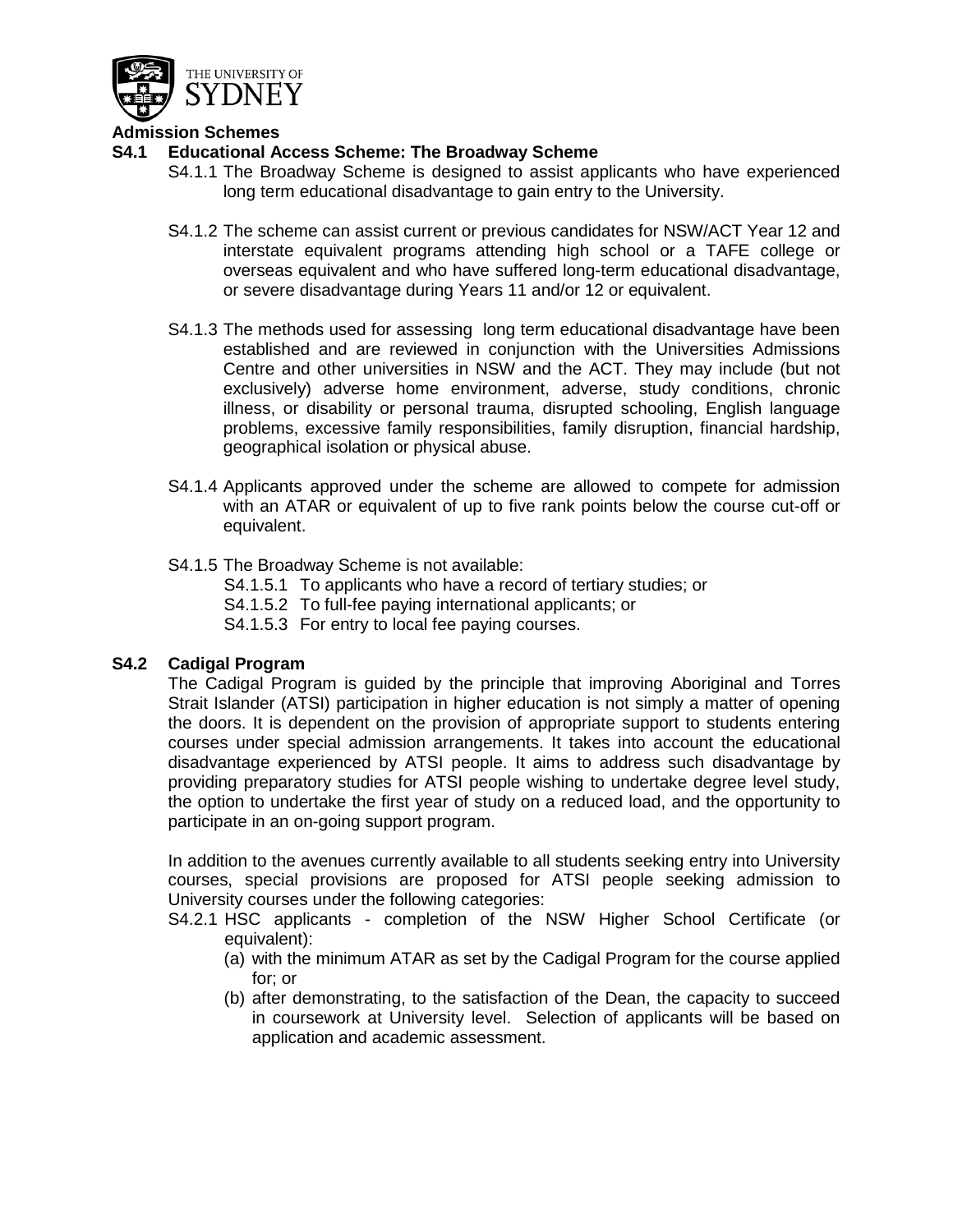# Admission Schemes

## S4.1 Educational Access Scheme: The Broadway Scheme

S4.1.1 The Broadway Scheme is designed to assist applicants who have experienced long term educational disadvantage to gain entry to the University.

S4.1.2 The scheme can assist current or previous candidates for NSW/ACT Year 12 and interstate equivalent programs attending high school or a TAFE college or overseas equivalent and who have suffered long-term educational disadvantage, or severe disadvantage during Years 11 and/or 12 or equivalent.

S4.1.3 The methods used for assessing long term educational disadvantage have been established and are reviewed in conjunction with the Universities Admissions Centre and other universities in NSW and the ACT. They may include (but not exclusively) adverse home environment, adverse, study conditions, chronic illness, or disability or personal trauma, disrupted schooling, English language problems, excessive family responsibilities, family disruption, financial hardship, geographical isolation or physical abuse.

S4.1.4 Applicants approved under the scheme are allowed to compete for admission with an ATAR or equivalent of up to five rank points below the course cut-off or equivalent.

S4.1.5 The Broadway Scheme is not available:

- S4.1.5.1 To applicants who have a record of tertiary studies; or
- S4.1.5.2 To full-fee paying international applicants; or
- S4.1.5.3 For entry to local fee paying courses.

## S4.2 Cadigal Program

The Cadigal Program is guided by the principle that improving Aboriginal and Torres Strait Islander (ATSI) participation in higher education is not simply a matter of opening the doors. It is dependent on the provision of appropriate support to students entering courses under special admission arrangements. It takes into account the educational disadvantage experienced by ATSI people. It aims to address such disadvantage by providing preparatory studies for ATSI people wishing to undertake degree level study, the option to undertake the first year of study on a reduced load, and the opportunity to participate in an on-going support program.

In addition to the avenues currently available to all students seeking entry into University courses, special provisions are proposed for ATSI people seeking admission to University courses under the following categories:

S4.2.1 HSC applicants - completion of the NSW Higher School Certificate (or equivalent):

(a) with the minimum ATAR as set by the Cadigal Program for the course applied for; or

(b) after demonstrating, to the satisfaction of the Dean, the capacity to succeed in coursework at University level. Selection of applicants will be based on application and academic assessment.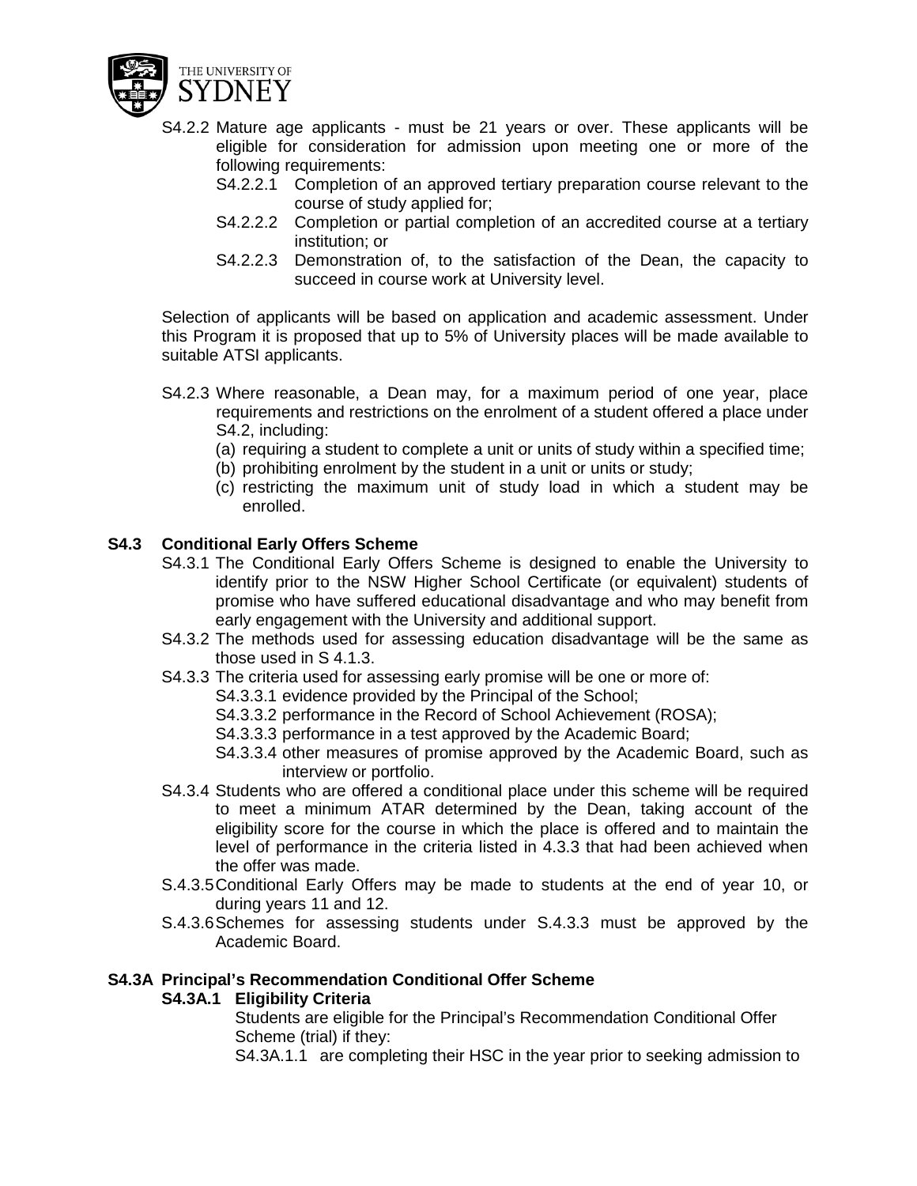S4.2.2 Mature age applicants - must be 21 years or over. These applicants will be eligible for consideration for admission upon meeting one or more of the following requirements:

- S4.2.2.1 Completion of an approved tertiary preparation course relevant to the course of study applied for;
- S4.2.2.2 Completion or partial completion of an accredited course at a tertiary institution; or
- S4.2.2.3 Demonstration of, to the satisfaction of the Dean, the capacity to succeed in course work at University level.

Selection of applicants will be based on application and academic assessment. Under this Program it is proposed that up to 5% of University places will be made available to suitable ATSI applicants.

S4.2.3 Where reasonable, a Dean may, for a maximum period of one year, place requirements and restrictions on the enrolment of a student offered a place under S4.2, including:

(a) requiring a student to complete a unit or units of study within a specified time;
(b) prohibiting enrolment by the student in a unit or units or study;
(c) restricting the maximum unit of study load in which a student may be enrolled.

## S4.3 Conditional Early Offers Scheme

S4.3.1 The Conditional Early Offers Scheme is designed to enable the University to identify prior to the NSW Higher School Certificate (or equivalent) students of promise who have suffered educational disadvantage and who may benefit from early engagement with the University and additional support.

S4.3.2 The methods used for assessing education disadvantage will be the same as those used in S 4.1.3.

S4.3.3 The criteria used for assessing early promise will be one or more of:

- S4.3.3.1 evidence provided by the Principal of the School;
- S4.3.3.2 performance in the Record of School Achievement (ROSA);
- S4.3.3.3 performance in a test approved by the Academic Board;
- S4.3.3.4 other measures of promise approved by the Academic Board, such as interview or portfolio.

S4.3.4 Students who are offered a conditional place under this scheme will be required to meet a minimum ATAR determined by the Dean, taking account of the eligibility score for the course in which the place is offered and to maintain the level of performance in the criteria listed in 4.3.3 that had been achieved when the offer was made.

S.4.3.5 Conditional Early Offers may be made to students at the end of year 10, or during years 11 and 12.

S.4.3.6 Schemes for assessing students under S.4.3.3 must be approved by the Academic Board.

## S4.3A Principal's Recommendation Conditional Offer Scheme

### S4.3A.1 Eligibility Criteria

Students are eligible for the Principal's Recommendation Conditional Offer Scheme (trial) if they:

S4.3A.1.1 are completing their HSC in the year prior to seeking admission to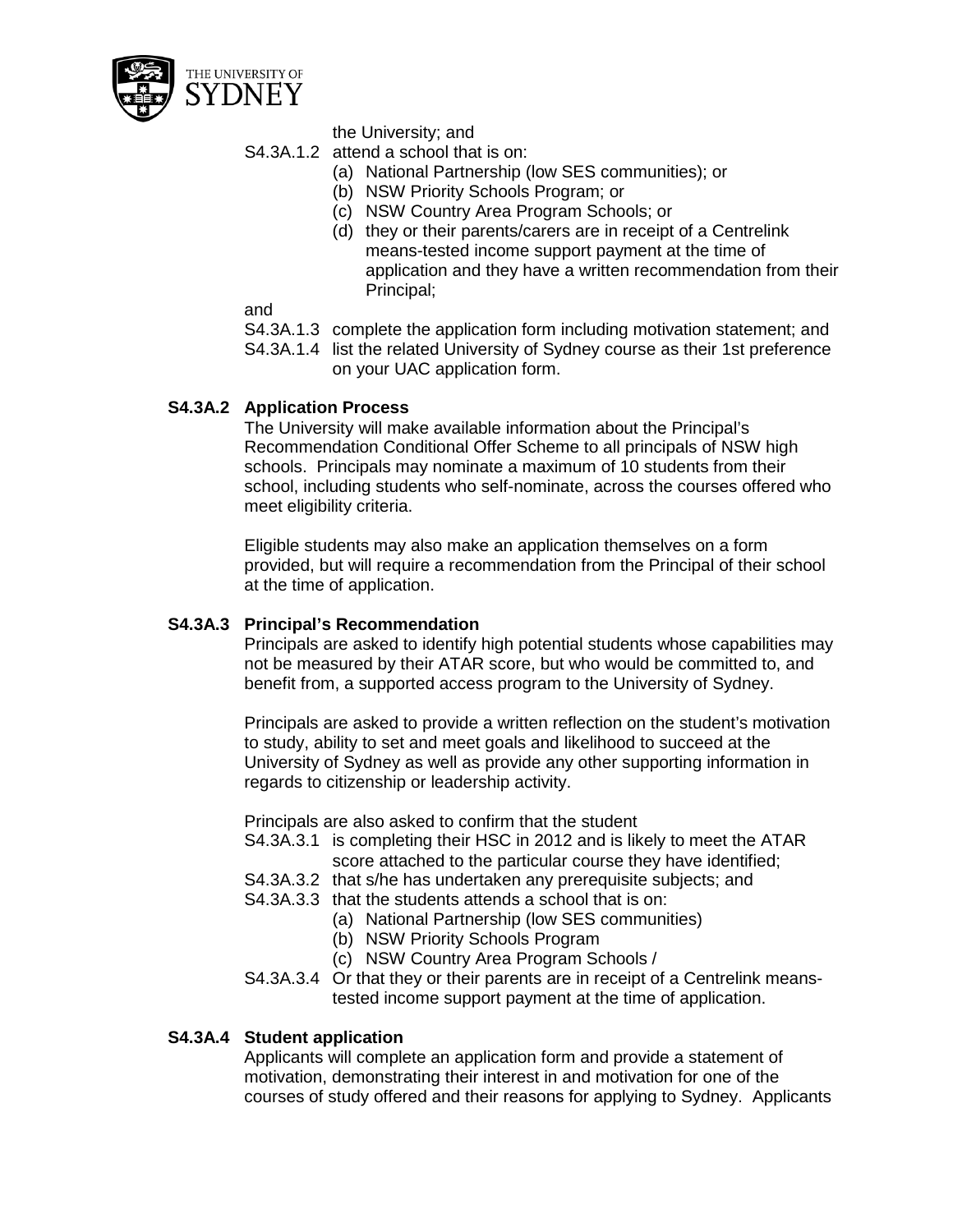the University; and

S4.3A.1.2 attend a school that is on:

(a) National Partnership (low SES communities); or
(b) NSW Priority Schools Program; or
(c) NSW Country Area Program Schools; or
(d) they or their parents/carers are in receipt of a Centrelink means-tested income support payment at the time of application and they have a written recommendation from their Principal;

and

S4.3A.1.3 complete the application form including motivation statement; and

S4.3A.1.4 list the related University of Sydney course as their 1st preference on your UAC application form.

**S4.3A.2 Application Process**

The University will make available information about the Principal's Recommendation Conditional Offer Scheme to all principals of NSW high schools. Principals may nominate a maximum of 10 students from their school, including students who self-nominate, across the courses offered who meet eligibility criteria.

Eligible students may also make an application themselves on a form provided, but will require a recommendation from the Principal of their school at the time of application.

**S4.3A.3 Principal's Recommendation**

Principals are asked to identify high potential students whose capabilities may not be measured by their ATAR score, but who would be committed to, and benefit from, a supported access program to the University of Sydney.

Principals are asked to provide a written reflection on the student's motivation to study, ability to set and meet goals and likelihood to succeed at the University of Sydney as well as provide any other supporting information in regards to citizenship or leadership activity.

Principals are also asked to confirm that the student

S4.3A.3.1 is completing their HSC in 2012 and is likely to meet the ATAR score attached to the particular course they have identified;

S4.3A.3.2 that s/he has undertaken any prerequisite subjects; and

S4.3A.3.3 that the students attends a school that is on:

(a) National Partnership (low SES communities)
(b) NSW Priority Schools Program
(c) NSW Country Area Program Schools /

S4.3A.3.4 Or that they or their parents are in receipt of a Centrelink means-tested income support payment at the time of application.

**S4.3A.4 Student application**

Applicants will complete an application form and provide a statement of motivation, demonstrating their interest in and motivation for one of the courses of study offered and their reasons for applying to Sydney. Applicants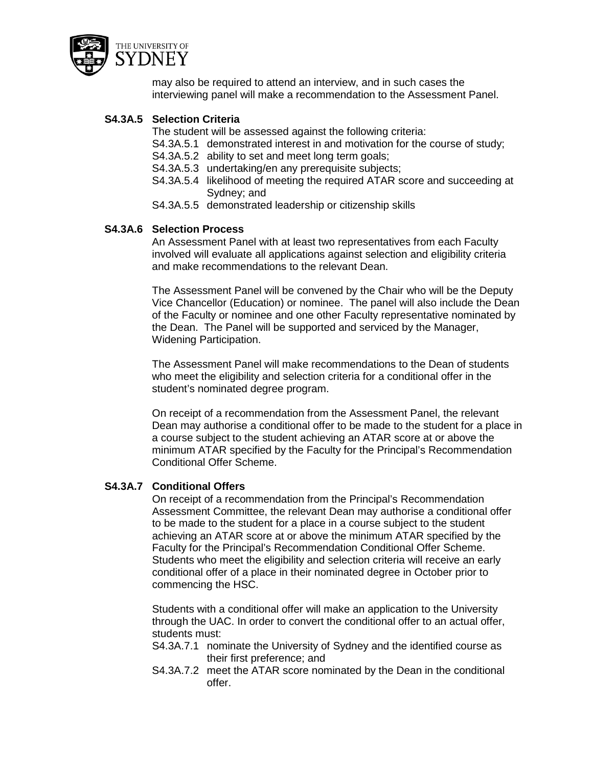may also be required to attend an interview, and in such cases the interviewing panel will make a recommendation to the Assessment Panel.

### S4.3A.5 Selection Criteria

The student will be assessed against the following criteria:

- S4.3A.5.1 demonstrated interest in and motivation for the course of study;
- S4.3A.5.2 ability to set and meet long term goals;
- S4.3A.5.3 undertaking/en any prerequisite subjects;
- S4.3A.5.4 likelihood of meeting the required ATAR score and succeeding at Sydney; and
- S4.3A.5.5 demonstrated leadership or citizenship skills

### S4.3A.6 Selection Process

An Assessment Panel with at least two representatives from each Faculty involved will evaluate all applications against selection and eligibility criteria and make recommendations to the relevant Dean.

The Assessment Panel will be convened by the Chair who will be the Deputy Vice Chancellor (Education) or nominee. The panel will also include the Dean of the Faculty or nominee and one other Faculty representative nominated by the Dean. The Panel will be supported and serviced by the Manager, Widening Participation.

The Assessment Panel will make recommendations to the Dean of students who meet the eligibility and selection criteria for a conditional offer in the student's nominated degree program.

On receipt of a recommendation from the Assessment Panel, the relevant Dean may authorise a conditional offer to be made to the student for a place in a course subject to the student achieving an ATAR score at or above the minimum ATAR specified by the Faculty for the Principal's Recommendation Conditional Offer Scheme.

### S4.3A.7 Conditional Offers

On receipt of a recommendation from the Principal's Recommendation Assessment Committee, the relevant Dean may authorise a conditional offer to be made to the student for a place in a course subject to the student achieving an ATAR score at or above the minimum ATAR specified by the Faculty for the Principal's Recommendation Conditional Offer Scheme. Students who meet the eligibility and selection criteria will receive an early conditional offer of a place in their nominated degree in October prior to commencing the HSC.

Students with a conditional offer will make an application to the University through the UAC. In order to convert the conditional offer to an actual offer, students must:

- S4.3A.7.1 nominate the University of Sydney and the identified course as their first preference; and
- S4.3A.7.2 meet the ATAR score nominated by the Dean in the conditional offer.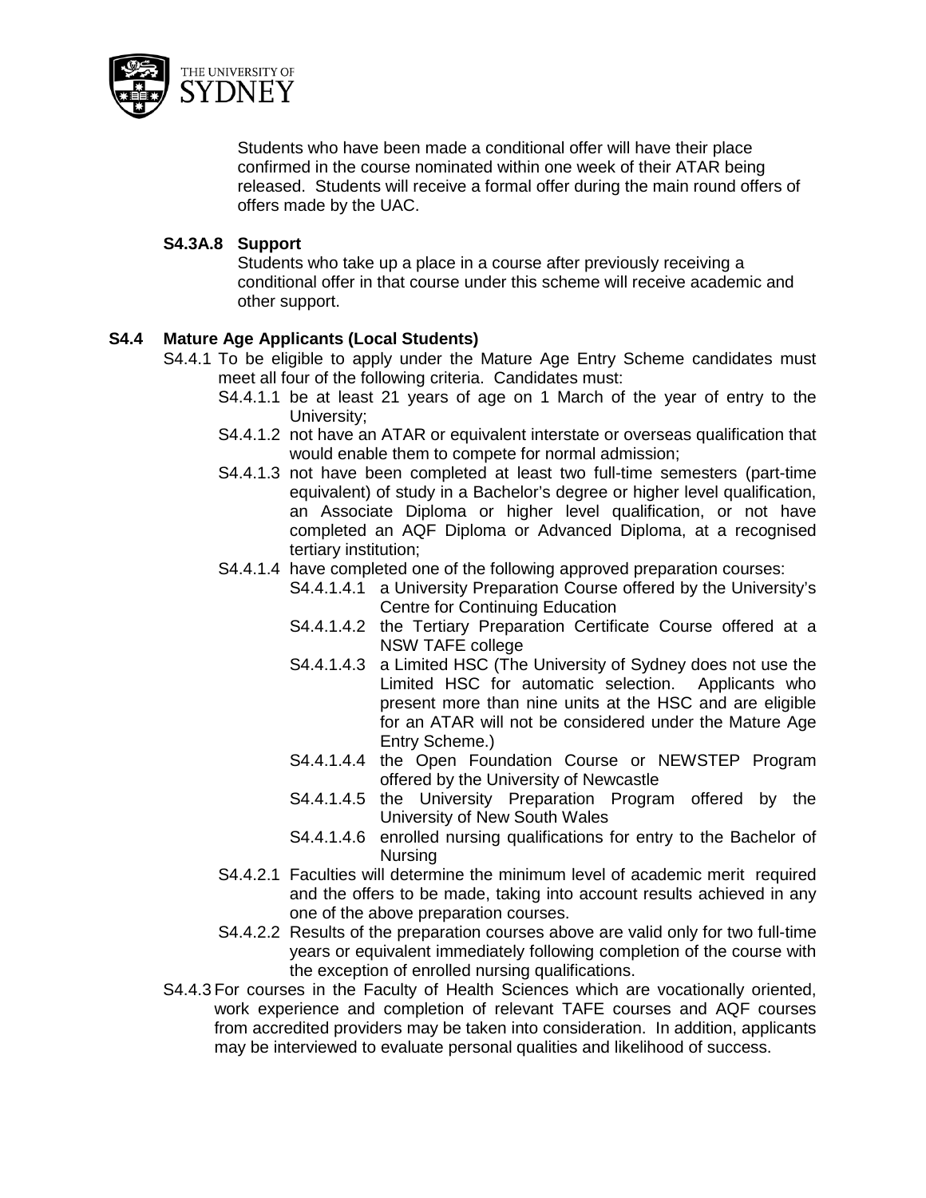Students who have been made a conditional offer will have their place confirmed in the course nominated within one week of their ATAR being released. Students will receive a formal offer during the main round offers of offers made by the UAC.

**S4.3A.8 Support**

Students who take up a place in a course after previously receiving a conditional offer in that course under this scheme will receive academic and other support.

## S4.4 Mature Age Applicants (Local Students)

S4.4.1 To be eligible to apply under the Mature Age Entry Scheme candidates must meet all four of the following criteria. Candidates must:

- S4.4.1.1 be at least 21 years of age on 1 March of the year of entry to the University;
- S4.4.1.2 not have an ATAR or equivalent interstate or overseas qualification that would enable them to compete for normal admission;
- S4.4.1.3 not have been completed at least two full-time semesters (part-time equivalent) of study in a Bachelor's degree or higher level qualification, an Associate Diploma or higher level qualification, or not have completed an AQF Diploma or Advanced Diploma, at a recognised tertiary institution;
- S4.4.1.4 have completed one of the following approved preparation courses:
  - S4.4.1.4.1 a University Preparation Course offered by the University's Centre for Continuing Education
  - S4.4.1.4.2 the Tertiary Preparation Certificate Course offered at a NSW TAFE college
  - S4.4.1.4.3 a Limited HSC (The University of Sydney does not use the Limited HSC for automatic selection. Applicants who present more than nine units at the HSC and are eligible for an ATAR will not be considered under the Mature Age Entry Scheme.)
  - S4.4.1.4.4 the Open Foundation Course or NEWSTEP Program offered by the University of Newcastle
  - S4.4.1.4.5 the University Preparation Program offered by the University of New South Wales
  - S4.4.1.4.6 enrolled nursing qualifications for entry to the Bachelor of Nursing
- S4.4.2.1 Faculties will determine the minimum level of academic merit required and the offers to be made, taking into account results achieved in any one of the above preparation courses.
- S4.4.2.2 Results of the preparation courses above are valid only for two full-time years or equivalent immediately following completion of the course with the exception of enrolled nursing qualifications.

S4.4.3 For courses in the Faculty of Health Sciences which are vocationally oriented, work experience and completion of relevant TAFE courses and AQF courses from accredited providers may be taken into consideration. In addition, applicants may be interviewed to evaluate personal qualities and likelihood of success.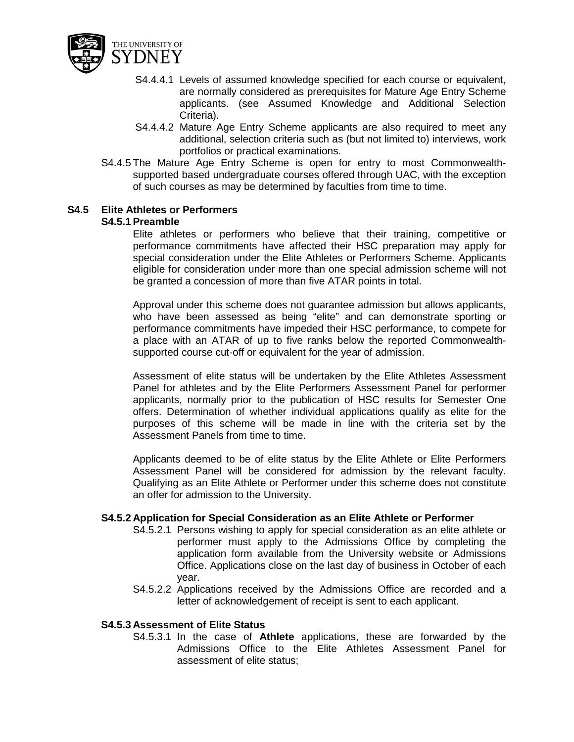S4.4.4.1 Levels of assumed knowledge specified for each course or equivalent, are normally considered as prerequisites for Mature Age Entry Scheme applicants. (see Assumed Knowledge and Additional Selection Criteria).

S4.4.4.2 Mature Age Entry Scheme applicants are also required to meet any additional, selection criteria such as (but not limited to) interviews, work portfolios or practical examinations.

S4.4.5 The Mature Age Entry Scheme is open for entry to most Commonwealth-supported based undergraduate courses offered through UAC, with the exception of such courses as may be determined by faculties from time to time.

## S4.5 Elite Athletes or Performers

### S4.5.1 Preamble

Elite athletes or performers who believe that their training, competitive or performance commitments have affected their HSC preparation may apply for special consideration under the Elite Athletes or Performers Scheme. Applicants eligible for consideration under more than one special admission scheme will not be granted a concession of more than five ATAR points in total.

Approval under this scheme does not guarantee admission but allows applicants, who have been assessed as being "elite" and can demonstrate sporting or performance commitments have impeded their HSC performance, to compete for a place with an ATAR of up to five ranks below the reported Commonwealth-supported course cut-off or equivalent for the year of admission.

Assessment of elite status will be undertaken by the Elite Athletes Assessment Panel for athletes and by the Elite Performers Assessment Panel for performer applicants, normally prior to the publication of HSC results for Semester One offers. Determination of whether individual applications qualify as elite for the purposes of this scheme will be made in line with the criteria set by the Assessment Panels from time to time.

Applicants deemed to be of elite status by the Elite Athlete or Elite Performers Assessment Panel will be considered for admission by the relevant faculty. Qualifying as an Elite Athlete or Performer under this scheme does not constitute an offer for admission to the University.

### S4.5.2 Application for Special Consideration as an Elite Athlete or Performer

S4.5.2.1 Persons wishing to apply for special consideration as an elite athlete or performer must apply to the Admissions Office by completing the application form available from the University website or Admissions Office. Applications close on the last day of business in October of each year.

S4.5.2.2 Applications received by the Admissions Office are recorded and a letter of acknowledgement of receipt is sent to each applicant.

### S4.5.3 Assessment of Elite Status

S4.5.3.1 In the case of **Athlete** applications, these are forwarded by the Admissions Office to the Elite Athletes Assessment Panel for assessment of elite status;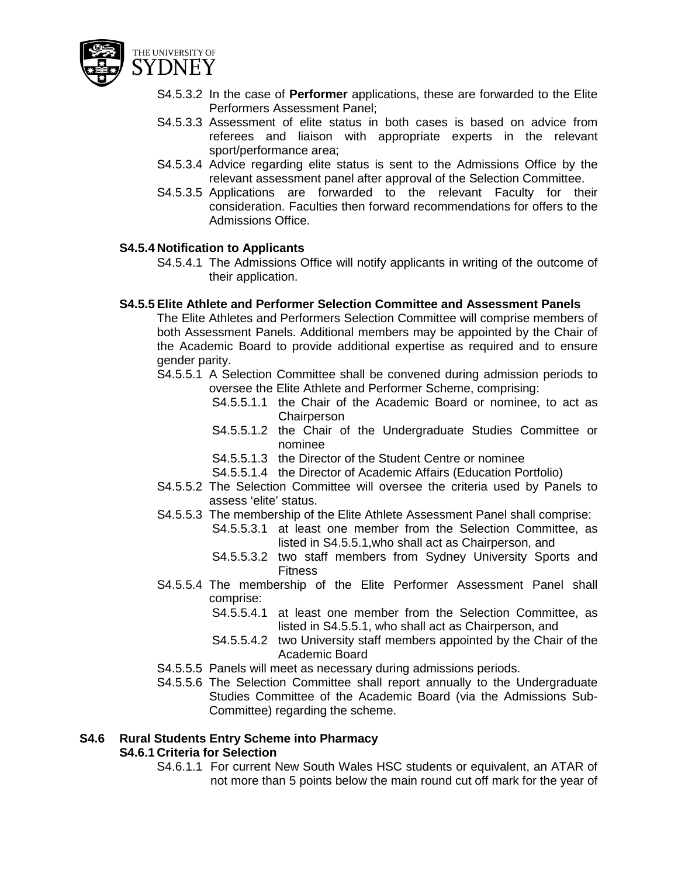- S4.5.3.2 In the case of **Performer** applications, these are forwarded to the Elite Performers Assessment Panel;
- S4.5.3.3 Assessment of elite status in both cases is based on advice from referees and liaison with appropriate experts in the relevant sport/performance area;
- S4.5.3.4 Advice regarding elite status is sent to the Admissions Office by the relevant assessment panel after approval of the Selection Committee.
- S4.5.3.5 Applications are forwarded to the relevant Faculty for their consideration. Faculties then forward recommendations for offers to the Admissions Office.

### S4.5.4 Notification to Applicants

- S4.5.4.1 The Admissions Office will notify applicants in writing of the outcome of their application.

### S4.5.5 Elite Athlete and Performer Selection Committee and Assessment Panels

The Elite Athletes and Performers Selection Committee will comprise members of both Assessment Panels. Additional members may be appointed by the Chair of the Academic Board to provide additional expertise as required and to ensure gender parity.

- S4.5.5.1 A Selection Committee shall be convened during admission periods to oversee the Elite Athlete and Performer Scheme, comprising:
  - S4.5.5.1.1 the Chair of the Academic Board or nominee, to act as Chairperson
  - S4.5.5.1.2 the Chair of the Undergraduate Studies Committee or nominee
  - S4.5.5.1.3 the Director of the Student Centre or nominee
  - S4.5.5.1.4 the Director of Academic Affairs (Education Portfolio)
- S4.5.5.2 The Selection Committee will oversee the criteria used by Panels to assess 'elite' status.
- S4.5.5.3 The membership of the Elite Athlete Assessment Panel shall comprise:
  - S4.5.5.3.1 at least one member from the Selection Committee, as listed in S4.5.5.1,who shall act as Chairperson, and
  - S4.5.5.3.2 two staff members from Sydney University Sports and Fitness
- S4.5.5.4 The membership of the Elite Performer Assessment Panel shall comprise:
  - S4.5.5.4.1 at least one member from the Selection Committee, as listed in S4.5.5.1, who shall act as Chairperson, and
  - S4.5.5.4.2 two University staff members appointed by the Chair of the Academic Board
- S4.5.5.5 Panels will meet as necessary during admissions periods.
- S4.5.5.6 The Selection Committee shall report annually to the Undergraduate Studies Committee of the Academic Board (via the Admissions Sub-Committee) regarding the scheme.

## S4.6 Rural Students Entry Scheme into Pharmacy

### S4.6.1 Criteria for Selection

- S4.6.1.1 For current New South Wales HSC students or equivalent, an ATAR of not more than 5 points below the main round cut off mark for the year of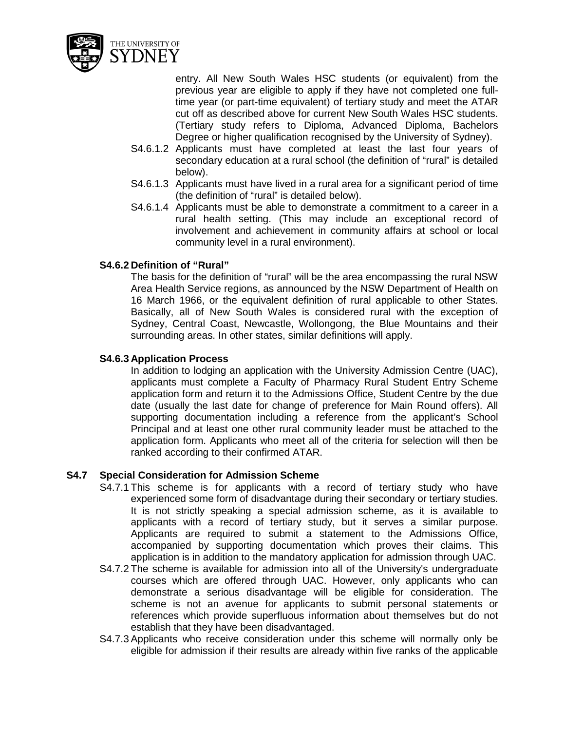entry. All New South Wales HSC students (or equivalent) from the previous year are eligible to apply if they have not completed one full-time year (or part-time equivalent) of tertiary study and meet the ATAR cut off as described above for current New South Wales HSC students. (Tertiary study refers to Diploma, Advanced Diploma, Bachelors Degree or higher qualification recognised by the University of Sydney).

S4.6.1.2 Applicants must have completed at least the last four years of secondary education at a rural school (the definition of "rural" is detailed below).

S4.6.1.3 Applicants must have lived in a rural area for a significant period of time (the definition of "rural" is detailed below).

S4.6.1.4 Applicants must be able to demonstrate a commitment to a career in a rural health setting. (This may include an exceptional record of involvement and achievement in community affairs at school or local community level in a rural environment).

**S4.6.2 Definition of "Rural"**

The basis for the definition of "rural" will be the area encompassing the rural NSW Area Health Service regions, as announced by the NSW Department of Health on 16 March 1966, or the equivalent definition of rural applicable to other States. Basically, all of New South Wales is considered rural with the exception of Sydney, Central Coast, Newcastle, Wollongong, the Blue Mountains and their surrounding areas. In other states, similar definitions will apply.

**S4.6.3 Application Process**

In addition to lodging an application with the University Admission Centre (UAC), applicants must complete a Faculty of Pharmacy Rural Student Entry Scheme application form and return it to the Admissions Office, Student Centre by the due date (usually the last date for change of preference for Main Round offers). All supporting documentation including a reference from the applicant's School Principal and at least one other rural community leader must be attached to the application form. Applicants who meet all of the criteria for selection will then be ranked according to their confirmed ATAR.

**S4.7 Special Consideration for Admission Scheme**

S4.7.1 This scheme is for applicants with a record of tertiary study who have experienced some form of disadvantage during their secondary or tertiary studies. It is not strictly speaking a special admission scheme, as it is available to applicants with a record of tertiary study, but it serves a similar purpose. Applicants are required to submit a statement to the Admissions Office, accompanied by supporting documentation which proves their claims. This application is in addition to the mandatory application for admission through UAC.

S4.7.2 The scheme is available for admission into all of the University's undergraduate courses which are offered through UAC. However, only applicants who can demonstrate a serious disadvantage will be eligible for consideration. The scheme is not an avenue for applicants to submit personal statements or references which provide superfluous information about themselves but do not establish that they have been disadvantaged.

S4.7.3 Applicants who receive consideration under this scheme will normally only be eligible for admission if their results are already within five ranks of the applicable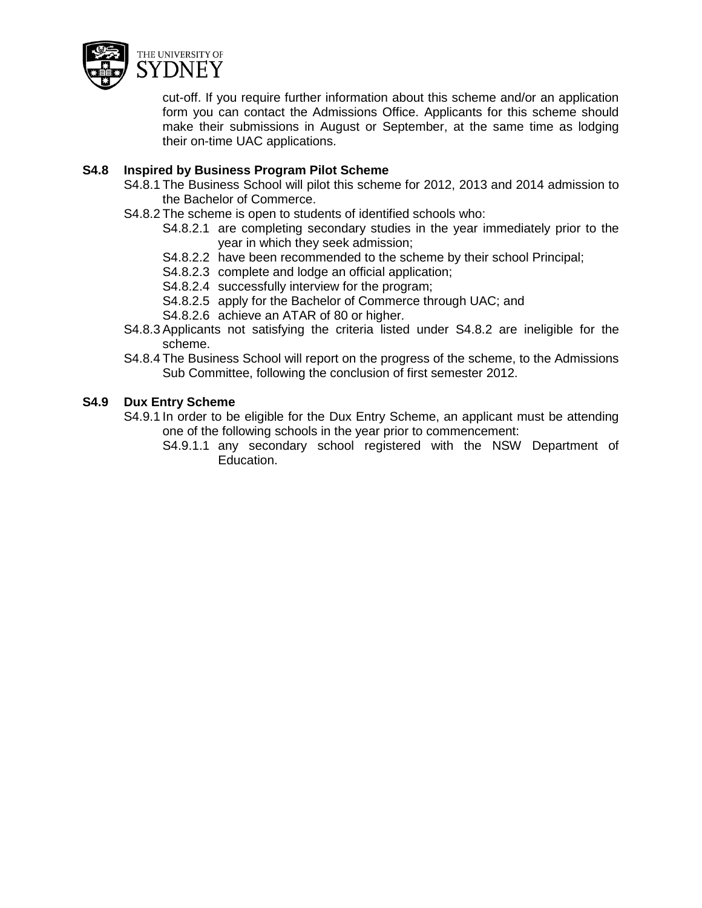cut-off. If you require further information about this scheme and/or an application form you can contact the Admissions Office. Applicants for this scheme should make their submissions in August or September, at the same time as lodging their on-time UAC applications.

**S4.8 Inspired by Business Program Pilot Scheme**

S4.8.1 The Business School will pilot this scheme for 2012, 2013 and 2014 admission to the Bachelor of Commerce.

S4.8.2 The scheme is open to students of identified schools who:

- S4.8.2.1 are completing secondary studies in the year immediately prior to the year in which they seek admission;
- S4.8.2.2 have been recommended to the scheme by their school Principal;
- S4.8.2.3 complete and lodge an official application;
- S4.8.2.4 successfully interview for the program;
- S4.8.2.5 apply for the Bachelor of Commerce through UAC; and
- S4.8.2.6 achieve an ATAR of 80 or higher.

S4.8.3 Applicants not satisfying the criteria listed under S4.8.2 are ineligible for the scheme.

S4.8.4 The Business School will report on the progress of the scheme, to the Admissions Sub Committee, following the conclusion of first semester 2012.

**S4.9 Dux Entry Scheme**

S4.9.1 In order to be eligible for the Dux Entry Scheme, an applicant must be attending one of the following schools in the year prior to commencement:

- S4.9.1.1 any secondary school registered with the NSW Department of Education.